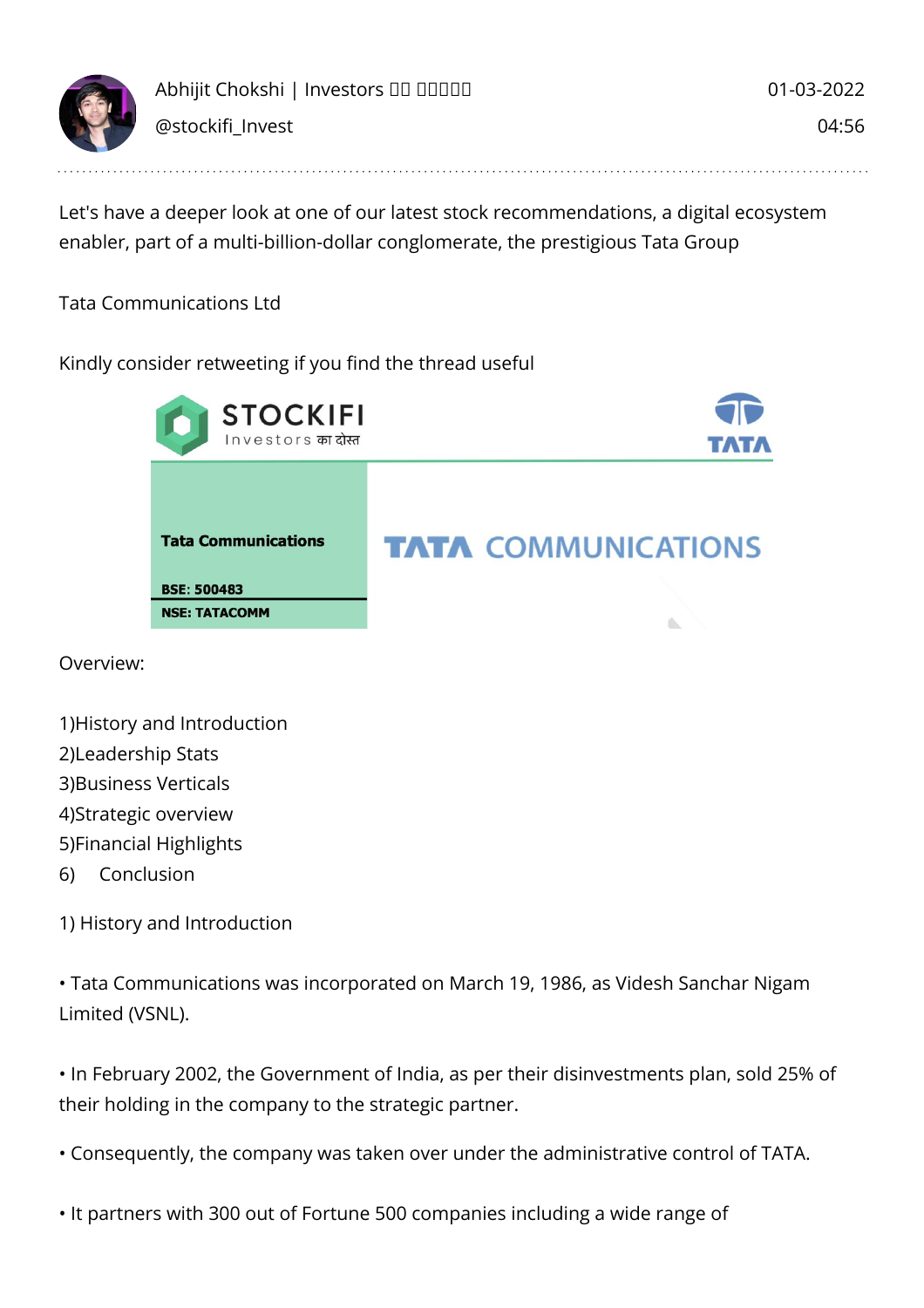Abhijit Chokshi | Investors □□ □□□□□
@stockifi_Invest

01-03-2022
04:56

Let's have a deeper look at one of our latest stock recommendations, a digital ecosystem enabler, part of a multi-billion-dollar conglomerate, the prestigious Tata Group

Tata Communications Ltd

Kindly consider retweeting if you find the thread useful

STOCKIFI
Investors का दोस्त

TATA

**Tata Communications**

**BSE: 500483**

**NSE: TATACOMM**

TATA COMMUNICATIONS

Overview:

1)History and Introduction
2)Leadership Stats
3)Business Verticals
4)Strategic overview
5)Financial Highlights
6) Conclusion

1) History and Introduction

• Tata Communications was incorporated on March 19, 1986, as Videsh Sanchar Nigam Limited (VSNL).

• In February 2002, the Government of India, as per their disinvestments plan, sold 25% of their holding in the company to the strategic partner.

• Consequently, the company was taken over under the administrative control of TATA.

• It partners with 300 out of Fortune 500 companies including a wide range of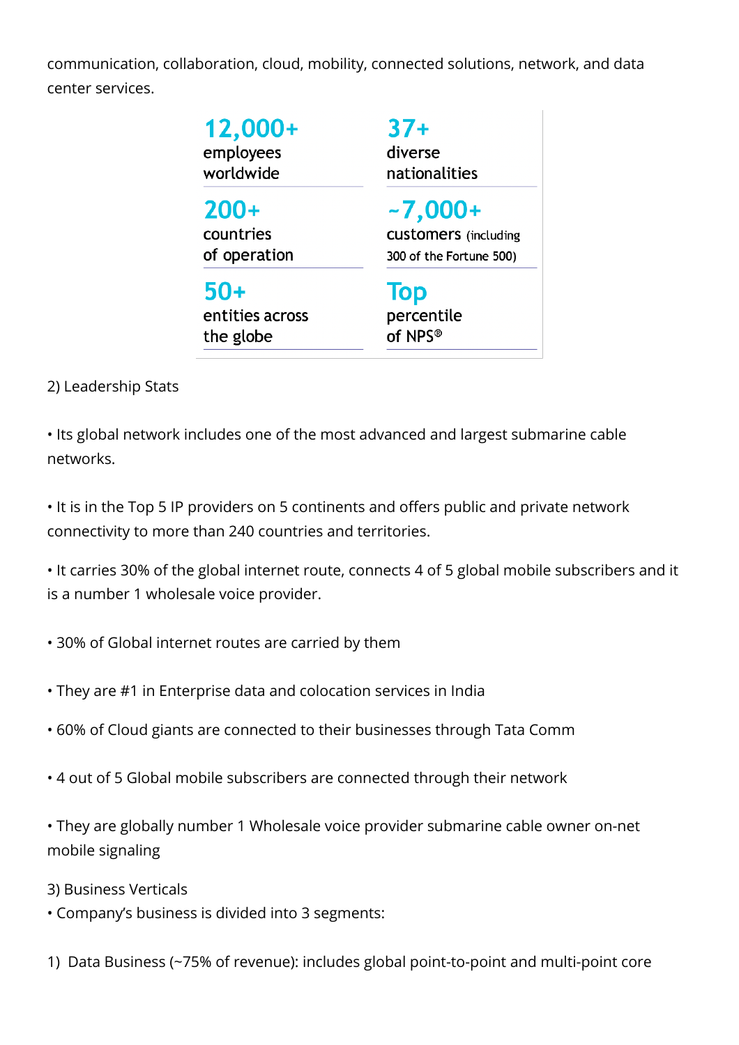communication, collaboration, cloud, mobility, connected solutions, network, and data center services.

| | |
|---|---|
| **12,000+** employees worldwide | **37+** diverse nationalities |
| **200+** countries of operation | **~7,000+** customers (including 300 of the Fortune 500) |
| **50+** entities across the globe | **Top** percentile of NPS® |

2) Leadership Stats

• Its global network includes one of the most advanced and largest submarine cable networks.

• It is in the Top 5 IP providers on 5 continents and offers public and private network connectivity to more than 240 countries and territories.

• It carries 30% of the global internet route, connects 4 of 5 global mobile subscribers and it is a number 1 wholesale voice provider.

• 30% of Global internet routes are carried by them

• They are #1 in Enterprise data and colocation services in India

• 60% of Cloud giants are connected to their businesses through Tata Comm

• 4 out of 5 Global mobile subscribers are connected through their network

• They are globally number 1 Wholesale voice provider submarine cable owner on-net mobile signaling

3) Business Verticals

• Company's business is divided into 3 segments:

1) Data Business (~75% of revenue): includes global point-to-point and multi-point core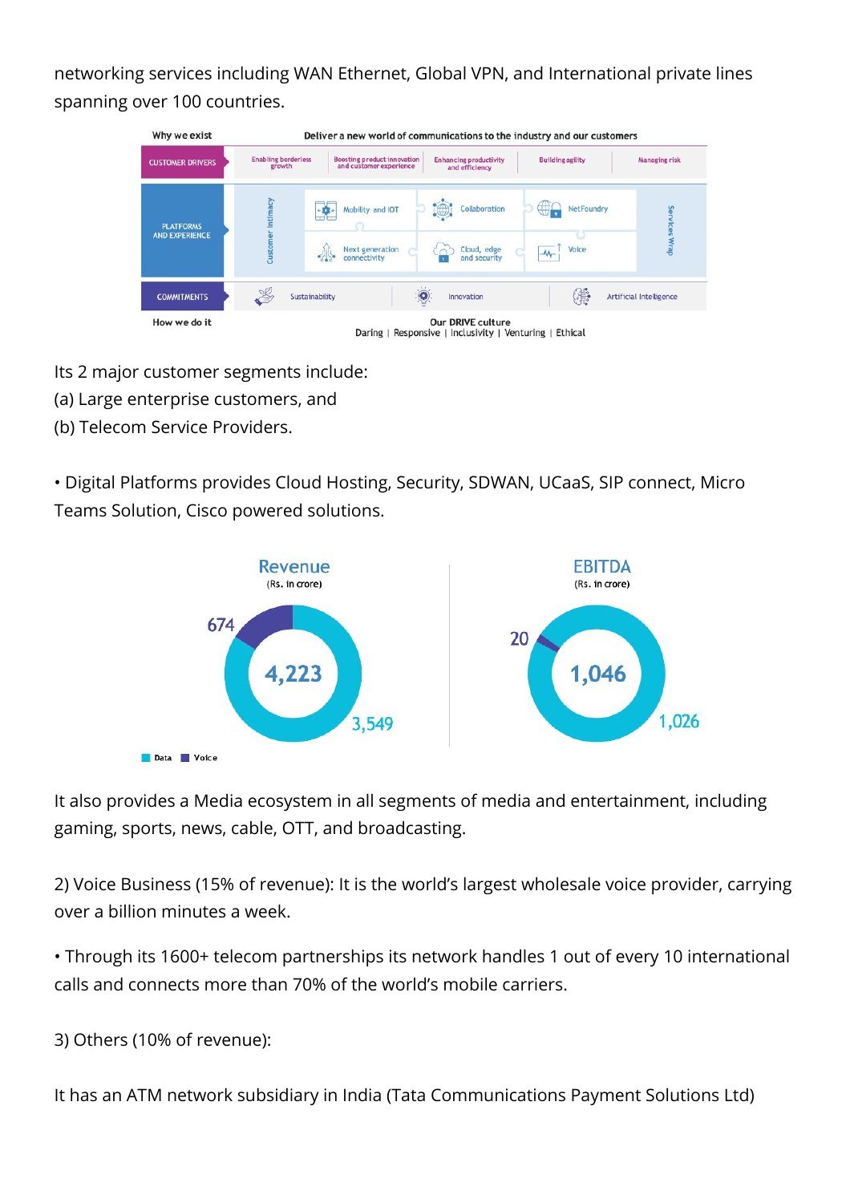networking services including WAN Ethernet, Global VPN, and International private lines spanning over 100 countries.

| Why we exist | Deliver a new world of communications to the industry and our customers | | | | |
|---|---|---|---|---|---|
| CUSTOMER DRIVERS | Enabling borderless growth | Boosting product innovation and customer experience | Enhancing productivity and efficiency | Building agility | Managing risk |
| PLATFORMS AND EXPERIENCE | Customer intimacy | Mobility and IOT; Next generation connectivity | Collaboration; Cloud, edge and security | NetFoundry; Voice | Services Wrap |
| COMMITMENTS | Sustainability | Innovation | Artificial Intelligence | | |
| How we do it | Our DRIVE culture: Daring \| Responsive \| Inclusivity \| Venturing \| Ethical | | | | |

Its 2 major customer segments include:
(a) Large enterprise customers, and
(b) Telecom Service Providers.

• Digital Platforms provides Cloud Hosting, Security, SDWAN, UCaaS, SIP connect, Micro Teams Solution, Cisco powered solutions.

**Revenue** (Rs. in crore)

| | Rs. in crore |
|---|---|
| Data | 3,549 |
| Voice | 674 |
| Total | 4,223 |

**EBITDA** (Rs. in crore)

| | Rs. in crore |
|---|---|
| Data | 1,026 |
| Voice | 20 |
| Total | 1,046 |

It also provides a Media ecosystem in all segments of media and entertainment, including gaming, sports, news, cable, OTT, and broadcasting.

2) Voice Business (15% of revenue): It is the world's largest wholesale voice provider, carrying over a billion minutes a week.

• Through its 1600+ telecom partnerships its network handles 1 out of every 10 international calls and connects more than 70% of the world's mobile carriers.

3) Others (10% of revenue):

It has an ATM network subsidiary in India (Tata Communications Payment Solutions Ltd)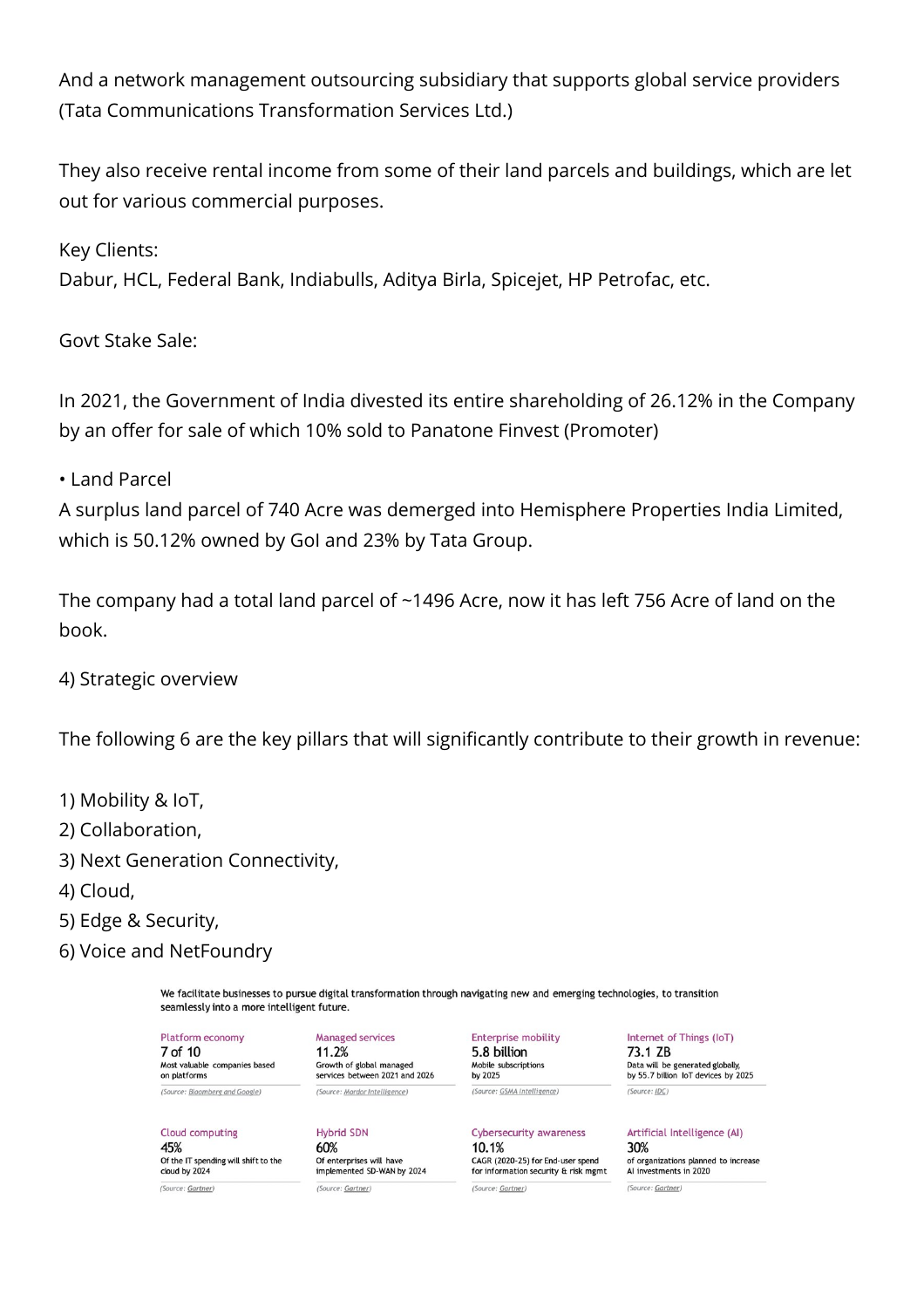And a network management outsourcing subsidiary that supports global service providers (Tata Communications Transformation Services Ltd.)

They also receive rental income from some of their land parcels and buildings, which are let out for various commercial purposes.

Key Clients:
Dabur, HCL, Federal Bank, Indiabulls, Aditya Birla, Spicejet, HP Petrofac, etc.

Govt Stake Sale:

In 2021, the Government of India divested its entire shareholding of 26.12% in the Company by an offer for sale of which 10% sold to Panatone Finvest (Promoter)

• Land Parcel
A surplus land parcel of 740 Acre was demerged into Hemisphere Properties India Limited, which is 50.12% owned by GoI and 23% by Tata Group.

The company had a total land parcel of ~1496 Acre, now it has left 756 Acre of land on the book.

4) Strategic overview

The following 6 are the key pillars that will significantly contribute to their growth in revenue:

1) Mobility & IoT,
2) Collaboration,
3) Next Generation Connectivity,
4) Cloud,
5) Edge & Security,
6) Voice and NetFoundry

We facilitate businesses to pursue digital transformation through navigating new and emerging technologies, to transition seamlessly into a more intelligent future.

| Platform economy | Managed services | Enterprise mobility | Internet of Things (IoT) |
|---|---|---|---|
| 7 of 10 | 11.2% | 5.8 billion | 73.1 ZB |
| Most valuable companies based on platforms | Growth of global managed services between 2021 and 2026 | Mobile subscriptions by 2025 | Data will be generated globally, by 55.7 billion IoT devices by 2025 |
| (Source: Bloomberg and Google) | (Source: Mordor Intelligence) | (Source: GSMA Intelligence) | (Source: IDC) |

| Cloud computing | Hybrid SDN | Cybersecurity awareness | Artificial Intelligence (AI) |
|---|---|---|---|
| 45% | 60% | 10.1% | 30% |
| Of the IT spending will shift to the cloud by 2024 | Of enterprises will have implemented SD-WAN by 2024 | CAGR (2020-25) for End-user spend for information security & risk mgmt | of organizations planned to increase AI investments in 2020 |
| (Source: Gartner) | (Source: Gartner) | (Source: Gartner) | (Source: Gartner) |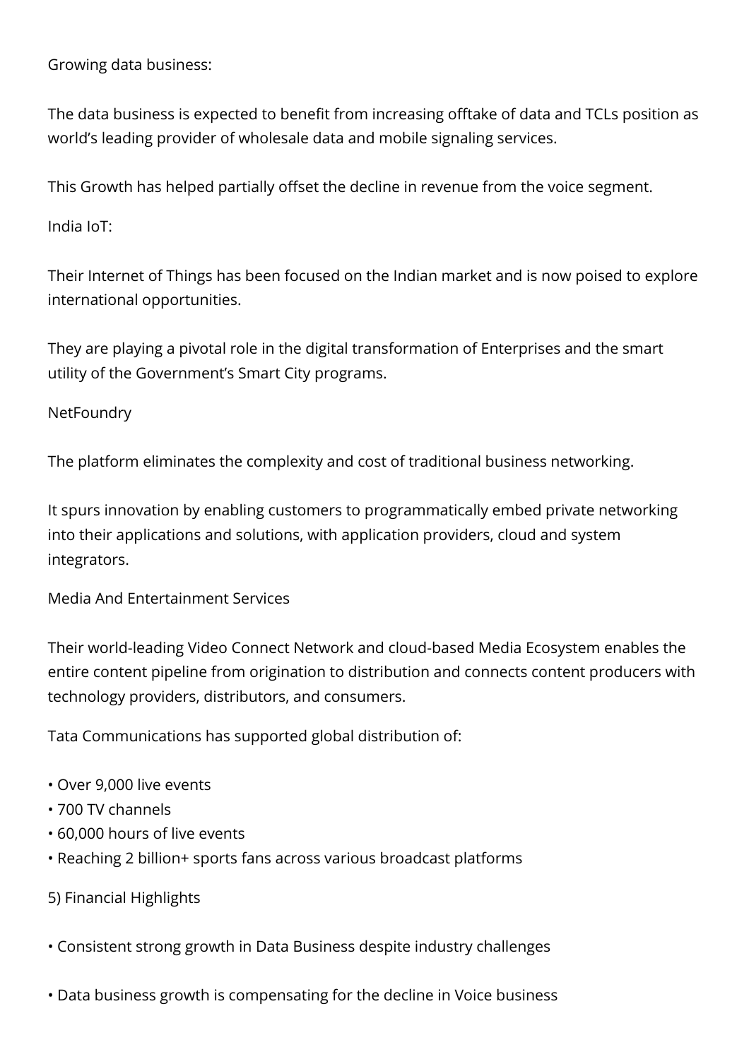Growing data business:

The data business is expected to benefit from increasing offtake of data and TCLs position as world's leading provider of wholesale data and mobile signaling services.

This Growth has helped partially offset the decline in revenue from the voice segment.

India IoT:

Their Internet of Things has been focused on the Indian market and is now poised to explore international opportunities.

They are playing a pivotal role in the digital transformation of Enterprises and the smart utility of the Government's Smart City programs.

NetFoundry

The platform eliminates the complexity and cost of traditional business networking.

It spurs innovation by enabling customers to programmatically embed private networking into their applications and solutions, with application providers, cloud and system integrators.

Media And Entertainment Services

Their world-leading Video Connect Network and cloud-based Media Ecosystem enables the entire content pipeline from origination to distribution and connects content producers with technology providers, distributors, and consumers.

Tata Communications has supported global distribution of:

- Over 9,000 live events
- 700 TV channels
- 60,000 hours of live events
- Reaching 2 billion+ sports fans across various broadcast platforms

5) Financial Highlights

- Consistent strong growth in Data Business despite industry challenges

- Data business growth is compensating for the decline in Voice business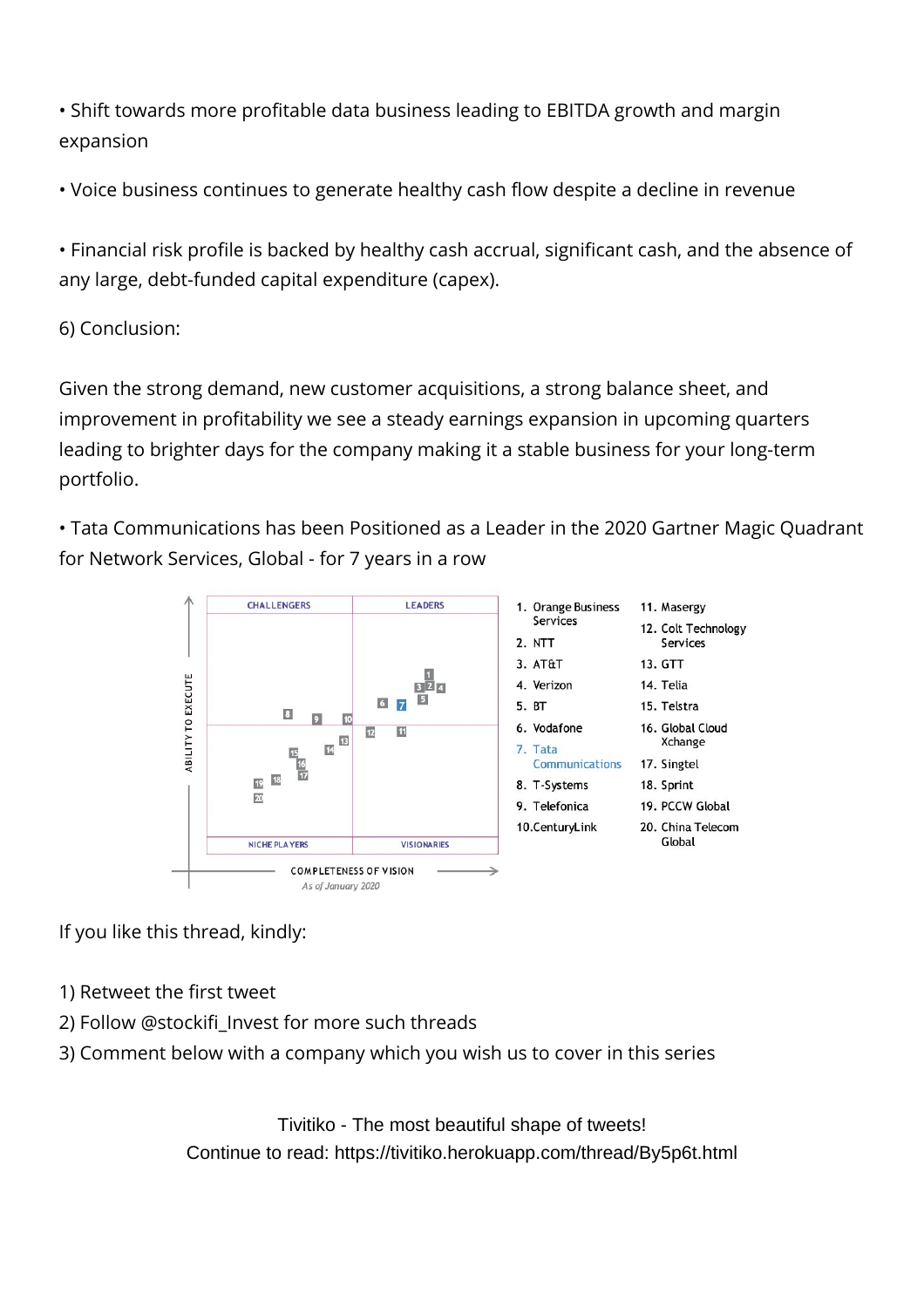• Shift towards more profitable data business leading to EBITDA growth and margin expansion

• Voice business continues to generate healthy cash flow despite a decline in revenue

• Financial risk profile is backed by healthy cash accrual, significant cash, and the absence of any large, debt-funded capital expenditure (capex).

6) Conclusion:

Given the strong demand, new customer acquisitions, a strong balance sheet, and improvement in profitability we see a steady earnings expansion in upcoming quarters leading to brighter days for the company making it a stable business for your long-term portfolio.

• Tata Communications has been Positioned as a Leader in the 2020 Gartner Magic Quadrant for Network Services, Global - for 7 years in a row

CHALLENGERS
LEADERS
NICHE PLAYERS
VISIONARIES
ABILITY TO EXECUTE
COMPLETENESS OF VISION
As of January 2020

1. Orange Business Services
2. NTT
3. AT&T
4. Verizon
5. BT
6. Vodafone
7. Tata Communications
8. T-Systems
9. Telefonica
10. CenturyLink
11. Masergy
12. Colt Technology Services
13. GTT
14. Telia
15. Telstra
16. Global Cloud Xchange
17. Singtel
18. Sprint
19. PCCW Global
20. China Telecom Global

If you like this thread, kindly:

1) Retweet the first tweet
2) Follow @stockifi_Invest for more such threads
3) Comment below with a company which you wish us to cover in this series

Tivitiko - The most beautiful shape of tweets!
Continue to read: https://tivitiko.herokuapp.com/thread/By5p6t.html